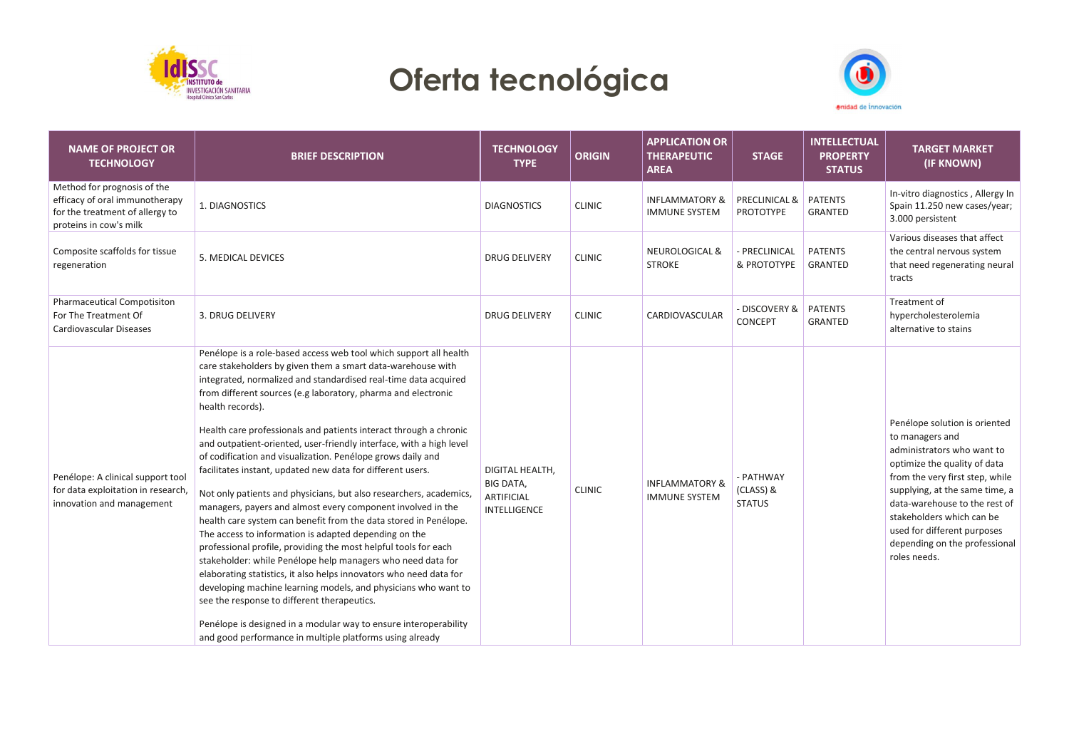# Oferta tecnológica

| NAME OF PROJECT OR TECHNOLOGY | BRIEF DESCRIPTION | TECHNOLOGY TYPE | ORIGIN | APPLICATION OR THERAPEUTIC AREA | STAGE | INTELLECTUAL PROPERTY STATUS | TARGET MARKET (IF KNOWN) |
|---|---|---|---|---|---|---|---|
| Method for prognosis of the efficacy of oral immunotherapy for the treatment of allergy to proteins in cow's milk | 1. DIAGNOSTICS | DIAGNOSTICS | CLINIC | INFLAMMATORY & IMMUNE SYSTEM | PRECLINICAL & PROTOTYPE | PATENTS GRANTED | In-vitro diagnostics , Allergy In Spain 11.250 new cases/year; 3.000 persistent |
| Composite scaffolds for tissue regeneration | 5. MEDICAL DEVICES | DRUG DELIVERY | CLINIC | NEUROLOGICAL & STROKE | - PRECLINICAL & PROTOTYPE | PATENTS GRANTED | Various diseases that affect the central nervous system that need regenerating neural tracts |
| Pharmaceutical Compotisiton For The Treatment Of Cardiovascular Diseases | 3. DRUG DELIVERY | DRUG DELIVERY | CLINIC | CARDIOVASCULAR | - DISCOVERY & CONCEPT | PATENTS GRANTED | Treatment of hypercholesterolemia alternative to stains |
| Penélope: A clinical support tool for data exploitation in research, innovation and management | Penélope is a role-based access web tool which support all health care stakeholders by given them a smart data-warehouse with integrated, normalized and standardised real-time data acquired from different sources (e.g laboratory, pharma and electronic health records).<br><br>Health care professionals and patients interact through a chronic and outpatient-oriented, user-friendly interface, with a high level of codification and visualization. Penélope grows daily and facilitates instant, updated new data for different users.<br><br>Not only patients and physicians, but also researchers, academics, managers, payers and almost every component involved in the health care system can benefit from the data stored in Penélope. The access to information is adapted depending on the professional profile, providing the most helpful tools for each stakeholder: while Penélope help managers who need data for elaborating statistics, it also helps innovators who need data for developing machine learning models, and physicians who want to see the response to different therapeutics.<br><br>Penélope is designed in a modular way to ensure interoperability and good performance in multiple platforms using already | DIGITAL HEALTH, BIG DATA, ARTIFICIAL INTELLIGENCE | CLINIC | INFLAMMATORY & IMMUNE SYSTEM | - PATHWAY (CLASS) & STATUS | | Penélope solution is oriented to managers and administrators who want to optimize the quality of data from the very first step, while supplying, at the same time, a data-warehouse to the rest of stakeholders which can be used for different purposes depending on the professional roles needs. |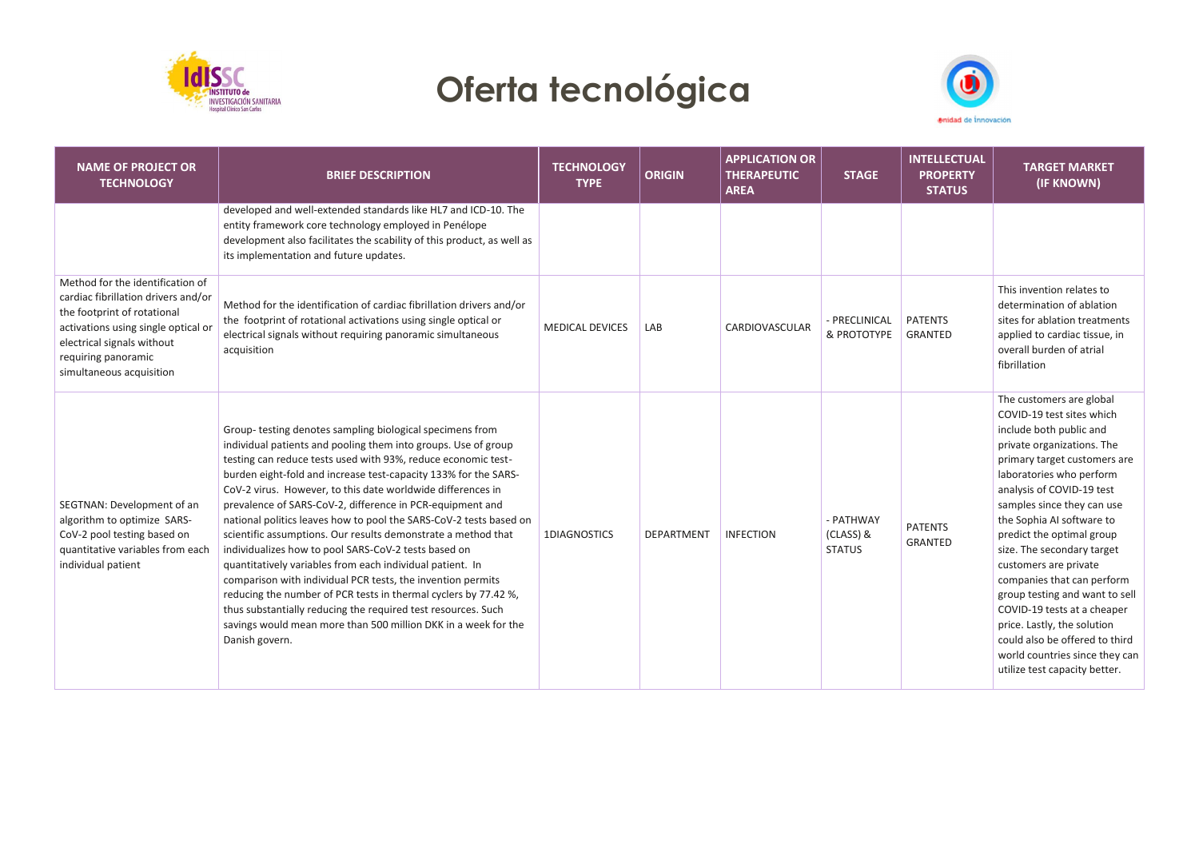# Oferta tecnológica

| NAME OF PROJECT OR TECHNOLOGY | BRIEF DESCRIPTION | TECHNOLOGY TYPE | ORIGIN | APPLICATION OR THERAPEUTIC AREA | STAGE | INTELLECTUAL PROPERTY STATUS | TARGET MARKET (IF KNOWN) |
|---|---|---|---|---|---|---|---|
| | developed and well-extended standards like HL7 and ICD-10. The entity framework core technology employed in Penélope development also facilitates the scability of this product, as well as its implementation and future updates. | | | | | | |
| Method for the identification of cardiac fibrillation drivers and/or the footprint of rotational activations using single optical or electrical signals without requiring panoramic simultaneous acquisition | Method for the identification of cardiac fibrillation drivers and/or the footprint of rotational activations using single optical or electrical signals without requiring panoramic simultaneous acquisition | MEDICAL DEVICES | LAB | CARDIOVASCULAR | - PRECLINICAL & PROTOTYPE | PATENTS GRANTED | This invention relates to determination of ablation sites for ablation treatments applied to cardiac tissue, in overall burden of atrial fibrillation |
| SEGTNAN: Development of an algorithm to optimize SARS-CoV-2 pool testing based on quantitative variables from each individual patient | Group- testing denotes sampling biological specimens from individual patients and pooling them into groups. Use of group testing can reduce tests used with 93%, reduce economic test-burden eight-fold and increase test-capacity 133% for the SARS-CoV-2 virus. However, to this date worldwide differences in prevalence of SARS-CoV-2, difference in PCR-equipment and national politics leaves how to pool the SARS-CoV-2 tests based on scientific assumptions. Our results demonstrate a method that individualizes how to pool SARS-CoV-2 tests based on quantitatively variables from each individual patient. In comparison with individual PCR tests, the invention permits reducing the number of PCR tests in thermal cyclers by 77.42 %, thus substantially reducing the required test resources. Such savings would mean more than 500 million DKK in a week for the Danish govern. | 1DIAGNOSTICS | DEPARTMENT | INFECTION | - PATHWAY (CLASS) & STATUS | PATENTS GRANTED | The customers are global COVID-19 test sites which include both public and private organizations. The primary target customers are laboratories who perform analysis of COVID-19 test samples since they can use the Sophia AI software to predict the optimal group size. The secondary target customers are private companies that can perform group testing and want to sell COVID-19 tests at a cheaper price. Lastly, the solution could also be offered to third world countries since they can utilize test capacity better. |